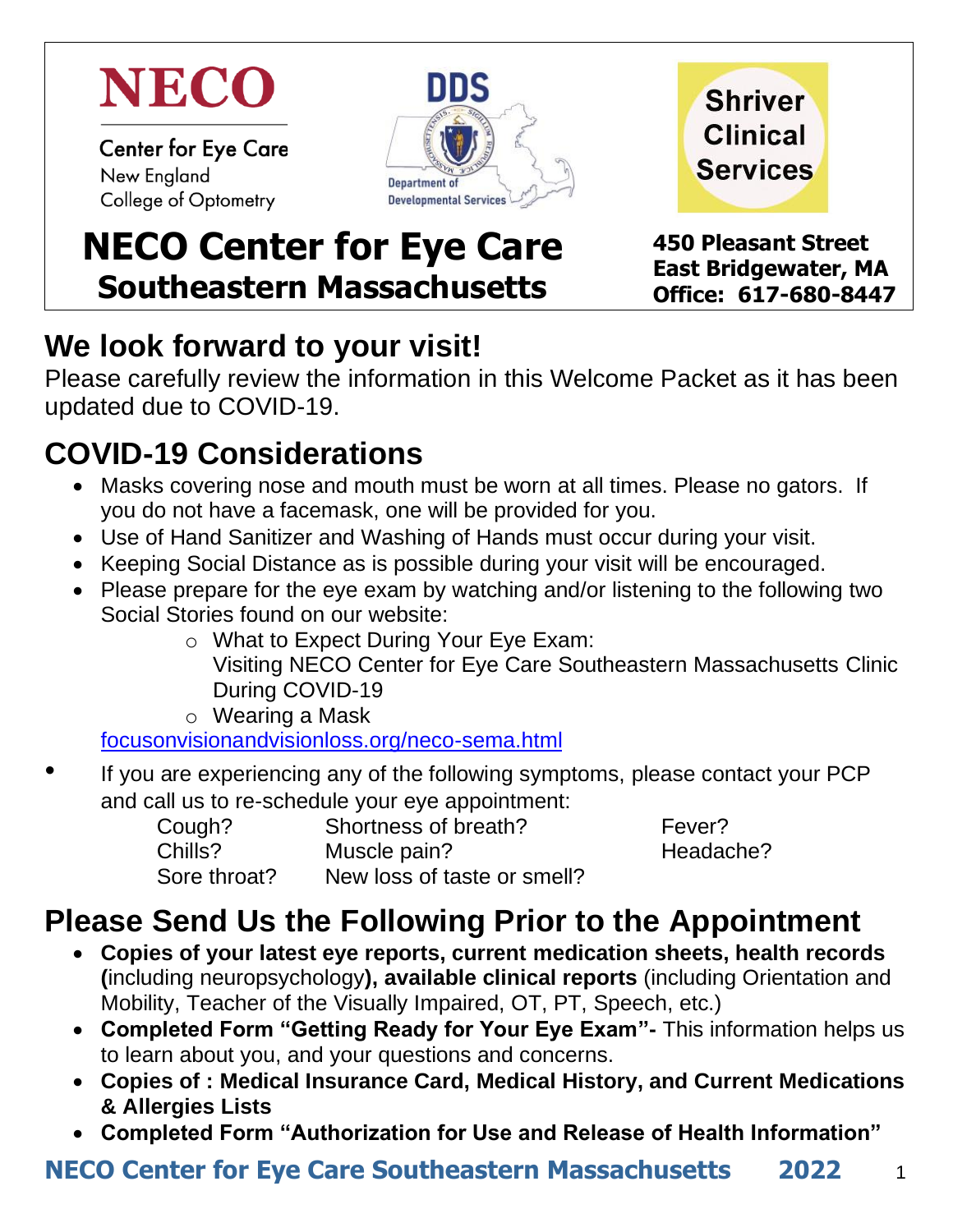**NECO**

Center for Eye Care
New England
College of Optometry

**DDS**
Department of Developmental Services

**Shriver Clinical Services**

# NECO Center for Eye Care Southeastern Massachusetts

**450 Pleasant Street**
**East Bridgewater, MA**
**Office: 617-680-8447**

## We look forward to your visit!

Please carefully review the information in this Welcome Packet as it has been updated due to COVID-19.

## COVID-19 Considerations

- Masks covering nose and mouth must be worn at all times. Please no gators. If you do not have a facemask, one will be provided for you.
- Use of Hand Sanitizer and Washing of Hands must occur during your visit.
- Keeping Social Distance as is possible during your visit will be encouraged.
- Please prepare for the eye exam by watching and/or listening to the following two Social Stories found on our website:
  - What to Expect During Your Eye Exam: Visiting NECO Center for Eye Care Southeastern Massachusetts Clinic During COVID-19
  - Wearing a Mask

  [focusonvisionandvisionloss.org/neco-sema.html](focusonvisionandvisionloss.org/neco-sema.html)
- If you are experiencing any of the following symptoms, please contact your PCP and call us to re-schedule your eye appointment:

| | | |
|---|---|---|
| Cough? | Shortness of breath? | Fever? |
| Chills? | Muscle pain? | Headache? |
| Sore throat? | New loss of taste or smell? | |

## Please Send Us the Following Prior to the Appointment

- **Copies of your latest eye reports, current medication sheets, health records (**including neuropsychology**), available clinical reports** (including Orientation and Mobility, Teacher of the Visually Impaired, OT, PT, Speech, etc.)
- **Completed Form "Getting Ready for Your Eye Exam"-** This information helps us to learn about you, and your questions and concerns.
- **Copies of : Medical Insurance Card, Medical History, and Current Medications & Allergies Lists**
- **Completed Form "Authorization for Use and Release of Health Information"**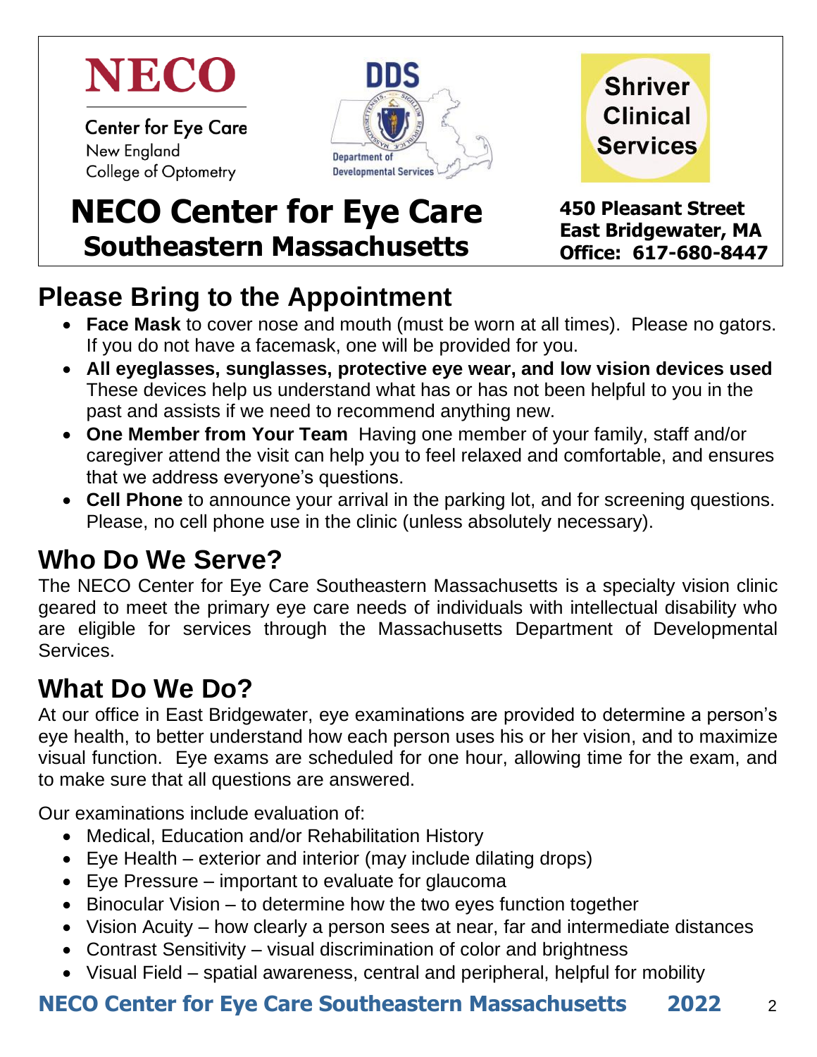NECO

Center for Eye Care
New England
College of Optometry

DDS
Department of Developmental Services

Shriver Clinical Services

# NECO Center for Eye Care Southeastern Massachusetts

**450 Pleasant Street**
**East Bridgewater, MA**
**Office: 617-680-8447**

## Please Bring to the Appointment

- **Face Mask** to cover nose and mouth (must be worn at all times). Please no gators. If you do not have a facemask, one will be provided for you.
- **All eyeglasses, sunglasses, protective eye wear, and low vision devices used** These devices help us understand what has or has not been helpful to you in the past and assists if we need to recommend anything new.
- **One Member from Your Team** Having one member of your family, staff and/or caregiver attend the visit can help you to feel relaxed and comfortable, and ensures that we address everyone's questions.
- **Cell Phone** to announce your arrival in the parking lot, and for screening questions. Please, no cell phone use in the clinic (unless absolutely necessary).

## Who Do We Serve?

The NECO Center for Eye Care Southeastern Massachusetts is a specialty vision clinic geared to meet the primary eye care needs of individuals with intellectual disability who are eligible for services through the Massachusetts Department of Developmental Services.

## What Do We Do?

At our office in East Bridgewater, eye examinations are provided to determine a person's eye health, to better understand how each person uses his or her vision, and to maximize visual function. Eye exams are scheduled for one hour, allowing time for the exam, and to make sure that all questions are answered.

Our examinations include evaluation of:

- Medical, Education and/or Rehabilitation History
- Eye Health – exterior and interior (may include dilating drops)
- Eye Pressure – important to evaluate for glaucoma
- Binocular Vision – to determine how the two eyes function together
- Vision Acuity – how clearly a person sees at near, far and intermediate distances
- Contrast Sensitivity – visual discrimination of color and brightness
- Visual Field – spatial awareness, central and peripheral, helpful for mobility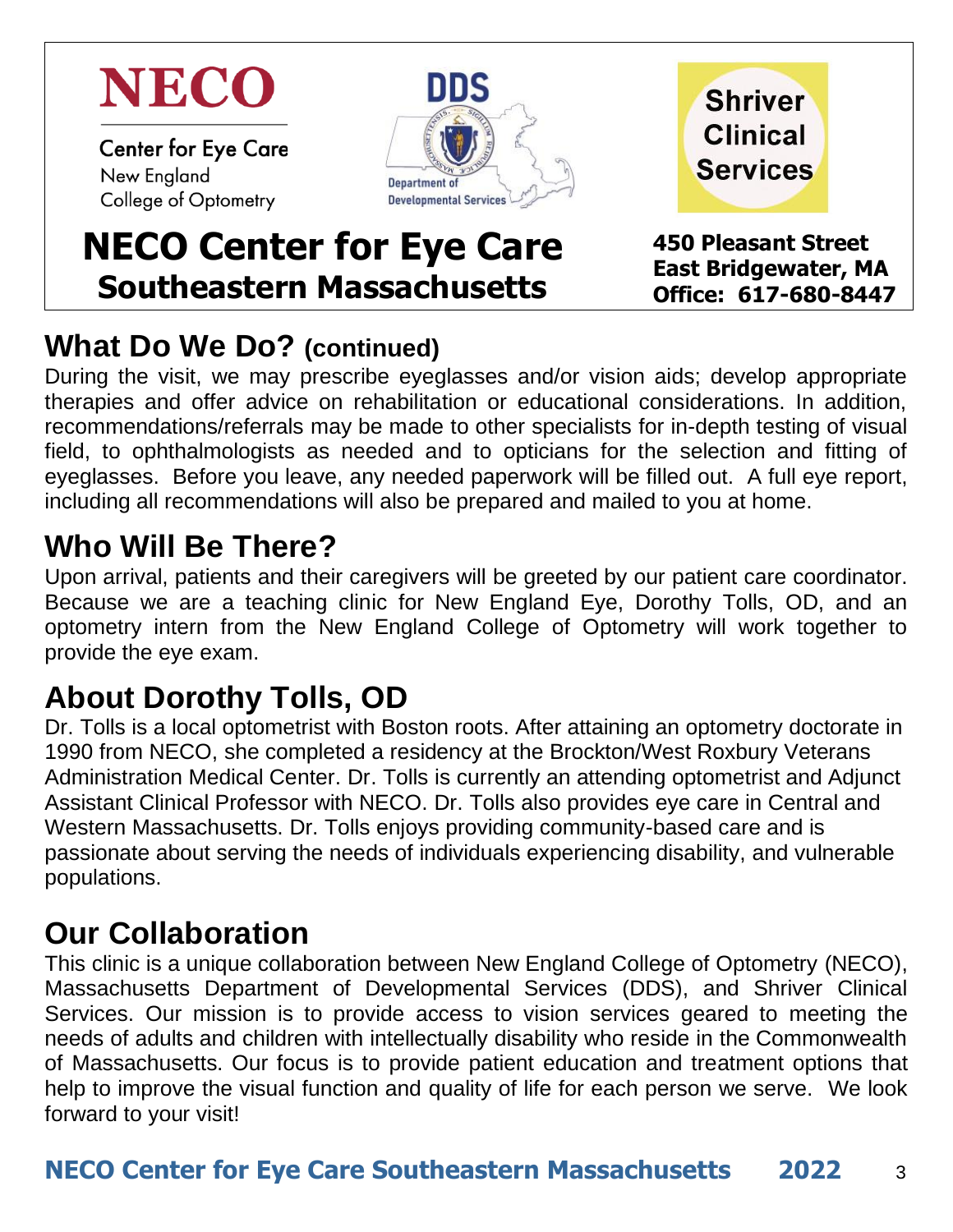NECO

Center for Eye Care
New England
College of Optometry

DDS
Department of Developmental Services

Shriver Clinical Services

# NECO Center for Eye Care Southeastern Massachusetts

**450 Pleasant Street**
**East Bridgewater, MA**
**Office: 617-680-8447**

## What Do We Do? (continued)

During the visit, we may prescribe eyeglasses and/or vision aids; develop appropriate therapies and offer advice on rehabilitation or educational considerations. In addition, recommendations/referrals may be made to other specialists for in-depth testing of visual field, to ophthalmologists as needed and to opticians for the selection and fitting of eyeglasses. Before you leave, any needed paperwork will be filled out. A full eye report, including all recommendations will also be prepared and mailed to you at home.

## Who Will Be There?

Upon arrival, patients and their caregivers will be greeted by our patient care coordinator. Because we are a teaching clinic for New England Eye, Dorothy Tolls, OD, and an optometry intern from the New England College of Optometry will work together to provide the eye exam.

## About Dorothy Tolls, OD

Dr. Tolls is a local optometrist with Boston roots. After attaining an optometry doctorate in 1990 from NECO, she completed a residency at the Brockton/West Roxbury Veterans Administration Medical Center. Dr. Tolls is currently an attending optometrist and Adjunct Assistant Clinical Professor with NECO. Dr. Tolls also provides eye care in Central and Western Massachusetts. Dr. Tolls enjoys providing community-based care and is passionate about serving the needs of individuals experiencing disability, and vulnerable populations.

## Our Collaboration

This clinic is a unique collaboration between New England College of Optometry (NECO), Massachusetts Department of Developmental Services (DDS), and Shriver Clinical Services. Our mission is to provide access to vision services geared to meeting the needs of adults and children with intellectually disability who reside in the Commonwealth of Massachusetts. Our focus is to provide patient education and treatment options that help to improve the visual function and quality of life for each person we serve. We look forward to your visit!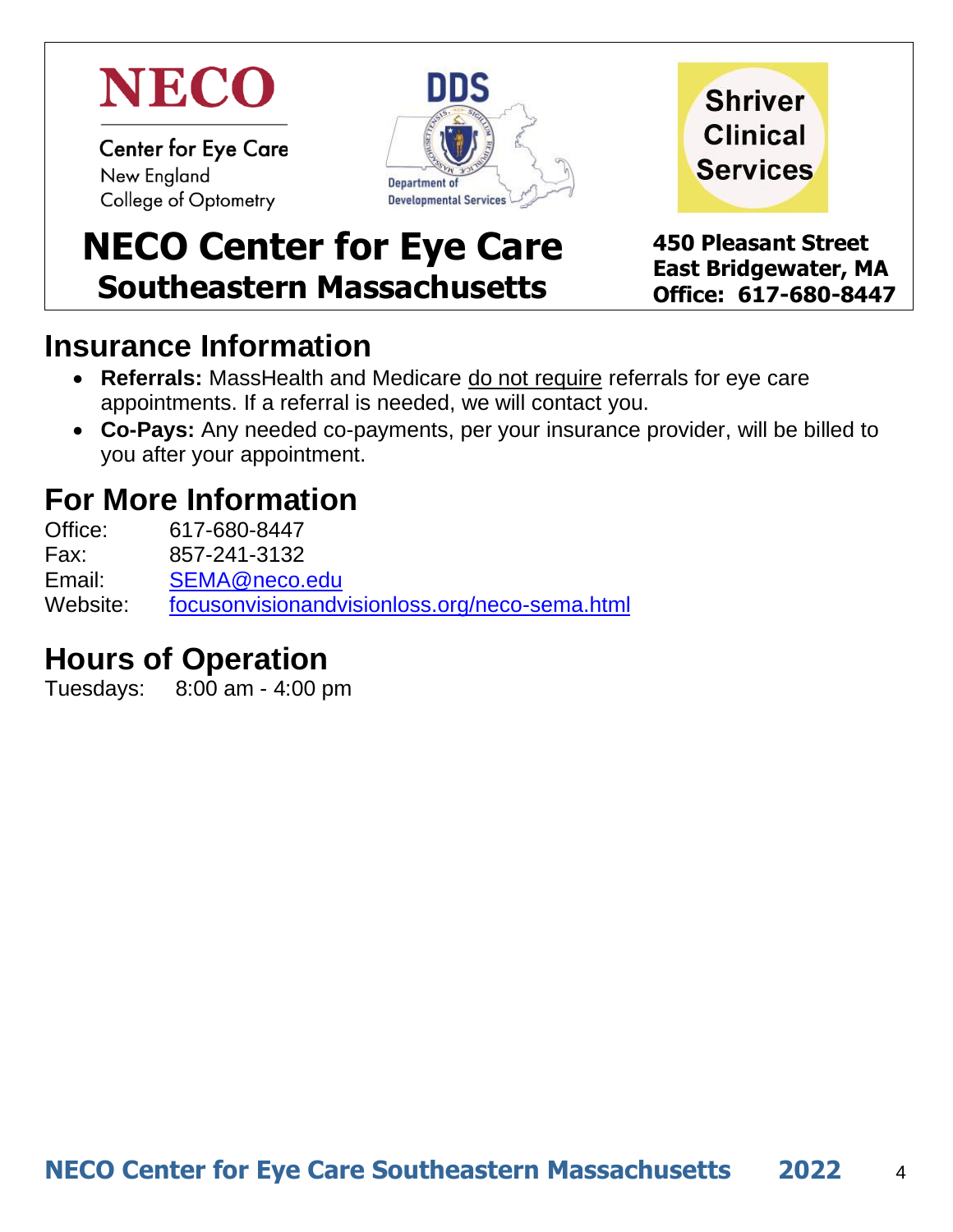NECO

Center for Eye Care
New England
College of Optometry

DDS
Department of Developmental Services

Shriver Clinical Services

# NECO Center for Eye Care Southeastern Massachusetts

**450 Pleasant Street**
**East Bridgewater, MA**
**Office: 617-680-8447**

## Insurance Information

- **Referrals:** MassHealth and Medicare do not require referrals for eye care appointments. If a referral is needed, we will contact you.
- **Co-Pays:** Any needed co-payments, per your insurance provider, will be billed to you after your appointment.

## For More Information

| | |
|---|---|
| Office: | 617-680-8447 |
| Fax: | 857-241-3132 |
| Email: | SEMA@neco.edu |
| Website: | focusonvisionandvisionloss.org/neco-sema.html |

## Hours of Operation

Tuesdays: 8:00 am - 4:00 pm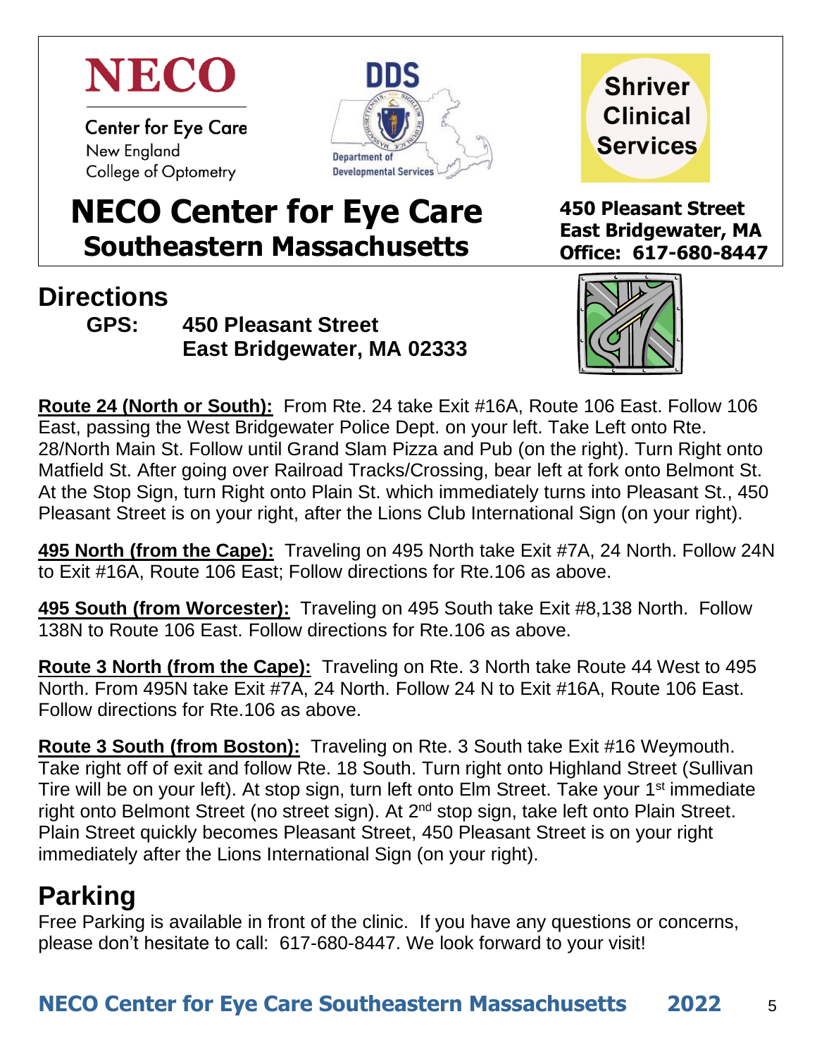NECO

Center for Eye Care
New England
College of Optometry

DDS
Department of Developmental Services

Shriver Clinical Services

# NECO Center for Eye Care Southeastern Massachusetts

**450 Pleasant Street**
**East Bridgewater, MA**
**Office: 617-680-8447**

## Directions

**GPS: 450 Pleasant Street**
**East Bridgewater, MA 02333**

**Route 24 (North or South):** From Rte. 24 take Exit #16A, Route 106 East. Follow 106 East, passing the West Bridgewater Police Dept. on your left. Take Left onto Rte. 28/North Main St. Follow until Grand Slam Pizza and Pub (on the right). Turn Right onto Matfield St. After going over Railroad Tracks/Crossing, bear left at fork onto Belmont St. At the Stop Sign, turn Right onto Plain St. which immediately turns into Pleasant St., 450 Pleasant Street is on your right, after the Lions Club International Sign (on your right).

**495 North (from the Cape):** Traveling on 495 North take Exit #7A, 24 North. Follow 24N to Exit #16A, Route 106 East; Follow directions for Rte.106 as above.

**495 South (from Worcester):** Traveling on 495 South take Exit #8,138 North. Follow 138N to Route 106 East. Follow directions for Rte.106 as above.

**Route 3 North (from the Cape):** Traveling on Rte. 3 North take Route 44 West to 495 North. From 495N take Exit #7A, 24 North. Follow 24 N to Exit #16A, Route 106 East. Follow directions for Rte.106 as above.

**Route 3 South (from Boston):** Traveling on Rte. 3 South take Exit #16 Weymouth. Take right off of exit and follow Rte. 18 South. Turn right onto Highland Street (Sullivan Tire will be on your left). At stop sign, turn left onto Elm Street. Take your 1st immediate right onto Belmont Street (no street sign). At 2nd stop sign, take left onto Plain Street. Plain Street quickly becomes Pleasant Street, 450 Pleasant Street is on your right immediately after the Lions International Sign (on your right).

## Parking

Free Parking is available in front of the clinic. If you have any questions or concerns, please don't hesitate to call: 617-680-8447. We look forward to your visit!